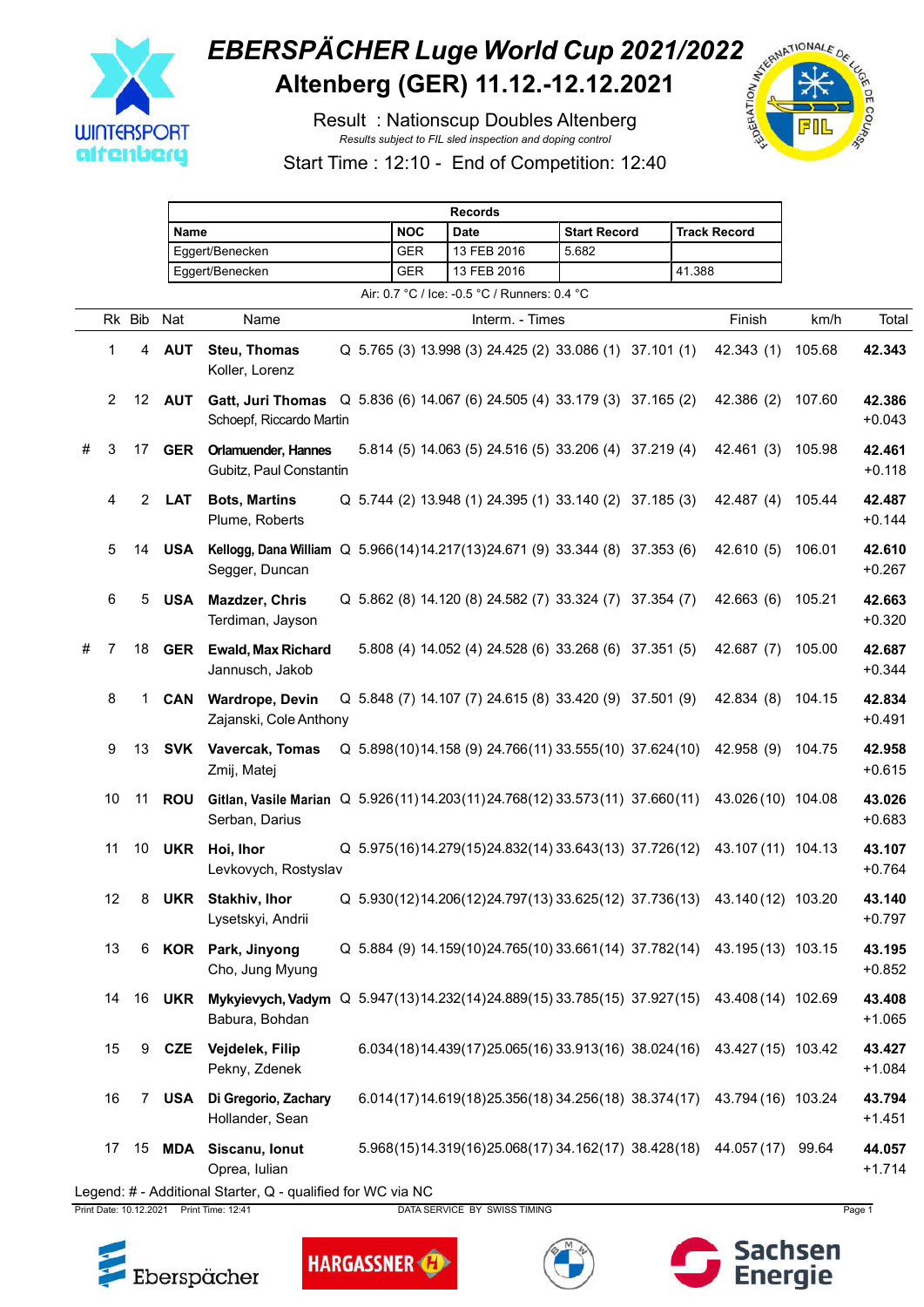# EBERSPÄCHER Luge World Cup 2021/2022

## Altenberg (GER) 11.12.-12.12.2021

Result : Nationscup Doubles Altenberg

*Results subject to FIL sled inspection and doping control*

Start Time : 12:10 - End of Competition: 12:40

| Records | | | | |
|---|---|---|---|---|
| Name | NOC | Date | Start Record | Track Record |
| Eggert/Benecken | GER | 13 FEB 2016 | 5.682 | |
| Eggert/Benecken | GER | 13 FEB 2016 | | 41.388 |

Air: 0.7 °C / Ice: -0.5 °C / Runners: 0.4 °C

| | Rk | Bib | Nat | Name | | Interm. - Times | | | | | Finish | km/h | Total |
|---|---|---|---|---|---|---|---|---|---|---|---|---|---|
| | 1 | 4 | AUT | **Steu, Thomas**<br>Koller, Lorenz | Q | 5.765 (3) | 13.998 (3) | 24.425 (2) | 33.086 (1) | 37.101 (1) | 42.343 (1) | 105.68 | **42.343** |
| | 2 | 12 | AUT | **Gatt, Juri Thomas**<br>Schoepf, Riccardo Martin | Q | 5.836 (6) | 14.067 (6) | 24.505 (4) | 33.179 (3) | 37.165 (2) | 42.386 (2) | 107.60 | **42.386**<br>+0.043 |
| # | 3 | 17 | GER | **Orlamuender, Hannes**<br>Gubitz, Paul Constantin | | 5.814 (5) | 14.063 (5) | 24.516 (5) | 33.206 (4) | 37.219 (4) | 42.461 (3) | 105.98 | **42.461**<br>+0.118 |
| | 4 | 2 | LAT | **Bots, Martins**<br>Plume, Roberts | Q | 5.744 (2) | 13.948 (1) | 24.395 (1) | 33.140 (2) | 37.185 (3) | 42.487 (4) | 105.44 | **42.487**<br>+0.144 |
| | 5 | 14 | USA | **Kellogg, Dana William**<br>Segger, Duncan | Q | 5.966 (14) | 14.217 (13) | 24.671 (9) | 33.344 (8) | 37.353 (6) | 42.610 (5) | 106.01 | **42.610**<br>+0.267 |
| | 6 | 5 | USA | **Mazdzer, Chris**<br>Terdiman, Jayson | Q | 5.862 (8) | 14.120 (8) | 24.582 (7) | 33.324 (7) | 37.354 (7) | 42.663 (6) | 105.21 | **42.663**<br>+0.320 |
| # | 7 | 18 | GER | **Ewald, Max Richard**<br>Jannusch, Jakob | | 5.808 (4) | 14.052 (4) | 24.528 (6) | 33.268 (6) | 37.351 (5) | 42.687 (7) | 105.00 | **42.687**<br>+0.344 |
| | 8 | 1 | CAN | **Wardrope, Devin**<br>Zajanski, Cole Anthony | Q | 5.848 (7) | 14.107 (7) | 24.615 (8) | 33.420 (9) | 37.501 (9) | 42.834 (8) | 104.15 | **42.834**<br>+0.491 |
| | 9 | 13 | SVK | **Vavercak, Tomas**<br>Zmij, Matej | Q | 5.898 (10) | 14.158 (9) | 24.766 (11) | 33.555 (10) | 37.624 (10) | 42.958 (9) | 104.75 | **42.958**<br>+0.615 |
| | 10 | 11 | ROU | **Gitlan, Vasile Marian**<br>Serban, Darius | Q | 5.926 (11) | 14.203 (11) | 24.768 (12) | 33.573 (11) | 37.660 (11) | 43.026 (10) | 104.08 | **43.026**<br>+0.683 |
| | 11 | 10 | UKR | **Hoi, Ihor**<br>Levkovych, Rostyslav | Q | 5.975 (16) | 14.279 (15) | 24.832 (14) | 33.643 (13) | 37.726 (12) | 43.107 (11) | 104.13 | **43.107**<br>+0.764 |
| | 12 | 8 | UKR | **Stakhiv, Ihor**<br>Lysetskyi, Andrii | Q | 5.930 (12) | 14.206 (12) | 24.797 (13) | 33.625 (12) | 37.736 (13) | 43.140 (12) | 103.20 | **43.140**<br>+0.797 |
| | 13 | 6 | KOR | **Park, Jinyong**<br>Cho, Jung Myung | Q | 5.884 (9) | 14.159 (10) | 24.765 (10) | 33.661 (14) | 37.782 (14) | 43.195 (13) | 103.15 | **43.195**<br>+0.852 |
| | 14 | 16 | UKR | **Mykyievych, Vadym**<br>Babura, Bohdan | Q | 5.947 (13) | 14.232 (14) | 24.889 (15) | 33.785 (15) | 37.927 (15) | 43.408 (14) | 102.69 | **43.408**<br>+1.065 |
| | 15 | 9 | CZE | **Vejdelek, Filip**<br>Pekny, Zdenek | | 6.034 (18) | 14.439 (17) | 25.065 (16) | 33.913 (16) | 38.024 (16) | 43.427 (15) | 103.42 | **43.427**<br>+1.084 |
| | 16 | 7 | USA | **Di Gregorio, Zachary**<br>Hollander, Sean | | 6.014 (17) | 14.619 (18) | 25.356 (18) | 34.256 (18) | 38.374 (17) | 43.794 (16) | 103.24 | **43.794**<br>+1.451 |
| | 17 | 15 | MDA | **Siscanu, Ionut**<br>Oprea, Iulian | | 5.968 (15) | 14.319 (16) | 25.068 (17) | 34.162 (17) | 38.428 (18) | 44.057 (17) | 99.64 | **44.057**<br>+1.714 |

Legend: # - Additional Starter, Q - qualified for WC via NC

Print Date: 10.12.2021 Print Time: 12:41 DATA SERVICE BY SWISS TIMING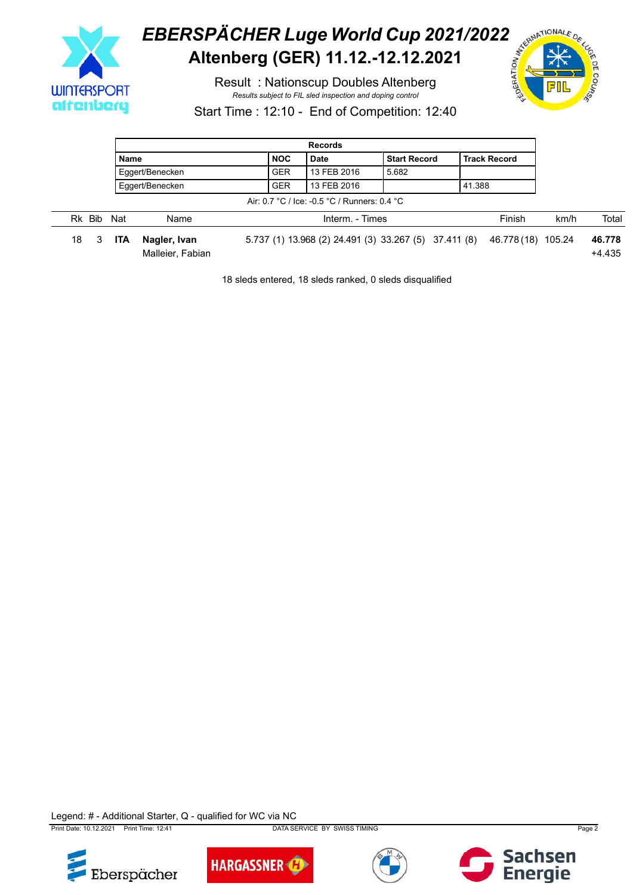# EBERSPÄCHER Luge World Cup 2021/2022

## Altenberg (GER) 11.12.-12.12.2021

Result : Nationscup Doubles Altenberg

*Results subject to FIL sled inspection and doping control*

Start Time : 12:10 - End of Competition: 12:40

| Records | | | | |
|---|---|---|---|---|
| **Name** | **NOC** | **Date** | **Start Record** | **Track Record** |
| Eggert/Benecken | GER | 13 FEB 2016 | 5.682 | |
| Eggert/Benecken | GER | 13 FEB 2016 | | 41.388 |

Air: 0.7 °C / Ice: -0.5 °C / Runners: 0.4 °C

| Rk | Bib | Nat | Name | Interm. - Times | | | | | Finish | km/h | Total |
|---|---|---|---|---|---|---|---|---|---|---|---|
| 18 | 3 | **ITA** | **Nagler, Ivan**<br>Malleier, Fabian | 5.737 (1) | 13.968 (2) | 24.491 (3) | 33.267 (5) | 37.411 (8) | 46.778 (18) | 105.24 | **46.778**<br>+4.435 |

18 sleds entered, 18 sleds ranked, 0 sleds disqualified

Legend: # - Additional Starter, Q - qualified for WC via NC

Print Date: 10.12.2021 Print Time: 12:41 DATA SERVICE BY SWISS TIMING